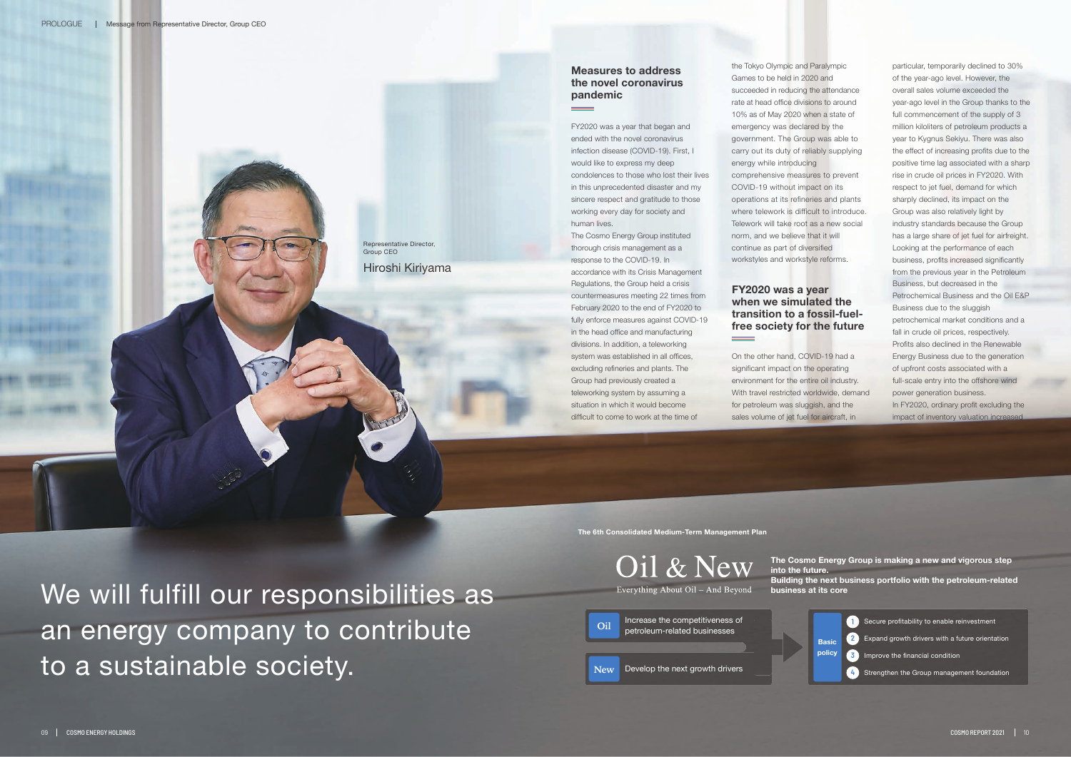Representative Director, Group CEO

Hiroshi Kiriyama

# We will fulfill our responsibilities as an energy company to contribute to a sustainable society.

## Measures to address the novel coronavirus pandemic

FY2020 was a year that began and ended with the novel coronavirus infection disease (COVID-19). First, I would like to express my deep condolences to those who lost their lives in this unprecedented disaster and my sincere respect and gratitude to those working every day for society and human lives.

The Cosmo Energy Group instituted thorough crisis management as a response to the COVID-19. In accordance with its Crisis Management Regulations, the Group held a crisis countermeasures meeting 22 times from February 2020 to the end of FY2020 to fully enforce measures against COVID-19 in the head office and manufacturing divisions. In addition, a teleworking system was established in all offices, excluding refineries and plants. The Group had previously created a teleworking system by assuming a situation in which it would become difficult to come to work at the time of the Tokyo Olympic and Paralympic Games to be held in 2020 and succeeded in reducing the attendance rate at head office divisions to around 10% as of May 2020 when a state of emergency was declared by the government. The Group was able to carry out its duty of reliably supplying energy while introducing comprehensive measures to prevent COVID-19 without impact on its operations at its refineries and plants where telework is difficult to introduce. Telework will take root as a new social norm, and we believe that it will continue as part of diversified workstyles and workstyle reforms.

## FY2020 was a year when we simulated the transition to a fossil-fuel-free society for the future

On the other hand, COVID-19 had a significant impact on the operating environment for the entire oil industry. With travel restricted worldwide, demand for petroleum was sluggish, and the sales volume of jet fuel for aircraft, in particular, temporarily declined to 30% of the year-ago level. However, the overall sales volume exceeded the year-ago level in the Group thanks to the full commencement of the supply of 3 million kiloliters of petroleum products a year to Kygnus Sekiyu. There was also the effect of increasing profits due to the positive time lag associated with a sharp rise in crude oil prices in FY2020. With respect to jet fuel, demand for which sharply declined, its impact on the Group was also relatively light by industry standards because the Group has a large share of jet fuel for airfreight. Looking at the performance of each business, profits increased significantly from the previous year in the Petroleum Business, but decreased in the Petrochemical Business and the Oil E&P Business due to the sluggish petrochemical market conditions and a fall in crude oil prices, respectively. Profits also declined in the Renewable Energy Business due to the generation of upfront costs associated with a full-scale entry into the offshore wind power generation business.

In FY2020, ordinary profit excluding the impact of inventory valuation increased

**The 6th Consolidated Medium-Term Management Plan**

Oil & New

Everything About Oil – And Beyond

**The Cosmo Energy Group is making a new and vigorous step into the future.**
**Building the next business portfolio with the petroleum-related business at its core**

Oil — Increase the competitiveness of petroleum-related businesses

New — Develop the next growth drivers

Basic policy
1. Secure profitability to enable reinvestment
2. Expand growth drivers with a future orientation
3. Improve the financial condition
4. Strengthen the Group management foundation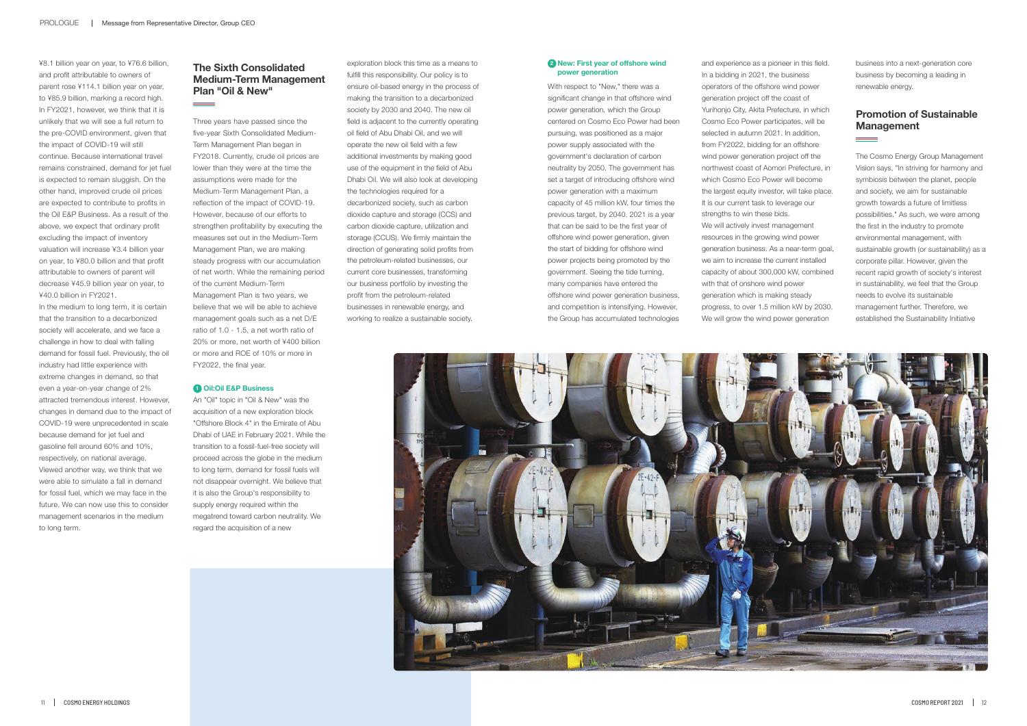¥8.1 billion year on year, to ¥76.6 billion, and profit attributable to owners of parent rose ¥114.1 billion year on year, to ¥85.9 billion, marking a record high. In FY2021, however, we think that it is unlikely that we will see a full return to the pre-COVID environment, given that the impact of COVID-19 will still continue. Because international travel remains constrained, demand for jet fuel is expected to remain sluggish. On the other hand, improved crude oil prices are expected to contribute to profits in the Oil E&P Business. As a result of the above, we expect that ordinary profit excluding the impact of inventory valuation will increase ¥3.4 billion year on year, to ¥80.0 billion and that profit attributable to owners of parent will decrease ¥45.9 billion year on year, to ¥40.0 billion in FY2021.

In the medium to long term, it is certain that the transition to a decarbonized society will accelerate, and we face a challenge in how to deal with falling demand for fossil fuel. Previously, the oil industry had little experience with extreme changes in demand, so that even a year-on-year change of 2% attracted tremendous interest. However, changes in demand due to the impact of COVID-19 were unprecedented in scale because demand for jet fuel and gasoline fell around 60% and 10%, respectively, on national average. Viewed another way, we think that we were able to simulate a fall in demand for fossil fuel, which we may face in the future. We can now use this to consider management scenarios in the medium to long term.

## The Sixth Consolidated Medium-Term Management Plan "Oil & New"

Three years have passed since the five-year Sixth Consolidated Medium-Term Management Plan began in FY2018. Currently, crude oil prices are lower than they were at the time the assumptions were made for the Medium-Term Management Plan, a reflection of the impact of COVID-19. However, because of our efforts to strengthen profitability by executing the measures set out in the Medium-Term Management Plan, we are making steady progress with our accumulation of net worth. While the remaining period of the current Medium-Term Management Plan is two years, we believe that we will be able to achieve management goals such as a net D/E ratio of 1.0 - 1.5, a net worth ratio of 20% or more, net worth of ¥400 billion or more and ROE of 10% or more in FY2022, the final year.

### 1 Oil:Oil E&P Business

An "Oil" topic in "Oil & New" was the acquisition of a new exploration block "Offshore Block 4" in the Emirate of Abu Dhabi of UAE in February 2021. While the transition to a fossil-fuel-free society will proceed across the globe in the medium to long term, demand for fossil fuels will not disappear overnight. We believe that it is also the Group's responsibility to supply energy required within the megatrend toward carbon neutrality. We regard the acquisition of a new exploration block this time as a means to fulfill this responsibility. Our policy is to ensure oil-based energy in the process of making the transition to a decarbonized society by 2030 and 2040. The new oil field is adjacent to the currently operating oil field of Abu Dhabi Oil, and we will operate the new oil field with a few additional investments by making good use of the equipment in the field of Abu Dhabi Oil. We will also look at developing the technologies required for a decarbonized society, such as carbon dioxide capture and storage (CCS) and carbon dioxide capture, utilization and storage (CCUS). We firmly maintain the direction of generating solid profits from the petroleum-related businesses, our current core businesses, transforming our business portfolio by investing the profit from the petroleum-related businesses in renewable energy, and working to realize a sustainable society.

### 2 New: First year of offshore wind power generation

With respect to "New," there was a significant change in that offshore wind power generation, which the Group centered on Cosmo Eco Power had been pursuing, was positioned as a major power supply associated with the government's declaration of carbon neutrality by 2050. The government has set a target of introducing offshore wind power generation with a maximum capacity of 45 million kW, four times the previous target, by 2040. 2021 is a year that can be said to be the first year of offshore wind power generation, given the start of bidding for offshore wind power projects being promoted by the government. Seeing the tide turning, many companies have entered the offshore wind power generation business, and competition is intensifying. However, the Group has accumulated technologies and experience as a pioneer in this field. In a bidding in 2021, the business operators of the offshore wind power generation project off the coast of Yurihonjo City, Akita Prefecture, in which Cosmo Eco Power participates, will be selected in autumn 2021. In addition, from FY2022, bidding for an offshore wind power generation project off the northwest coast of Aomori Prefecture, in which Cosmo Eco Power will become the largest equity investor, will take place. It is our current task to leverage our strengths to win these bids.

We will actively invest management resources in the growing wind power generation business. As a near-term goal, we aim to increase the current installed capacity of about 300,000 kW, combined with that of onshore wind power generation which is making steady progress, to over 1.5 million kW by 2030. We will grow the wind power generation business into a next-generation core business by becoming a leading in renewable energy.

## Promotion of Sustainable Management

The Cosmo Energy Group Management Vision says, "In striving for harmony and symbiosis between the planet, people and society, we aim for sustainable growth towards a future of limitless possibilities." As such, we were among the first in the industry to promote environmental management, with sustainable growth (or sustainability) as a corporate pillar. However, given the recent rapid growth of society's interest in sustainability, we feel that the Group needs to evolve its sustainable management further. Therefore, we established the Sustainability Initiative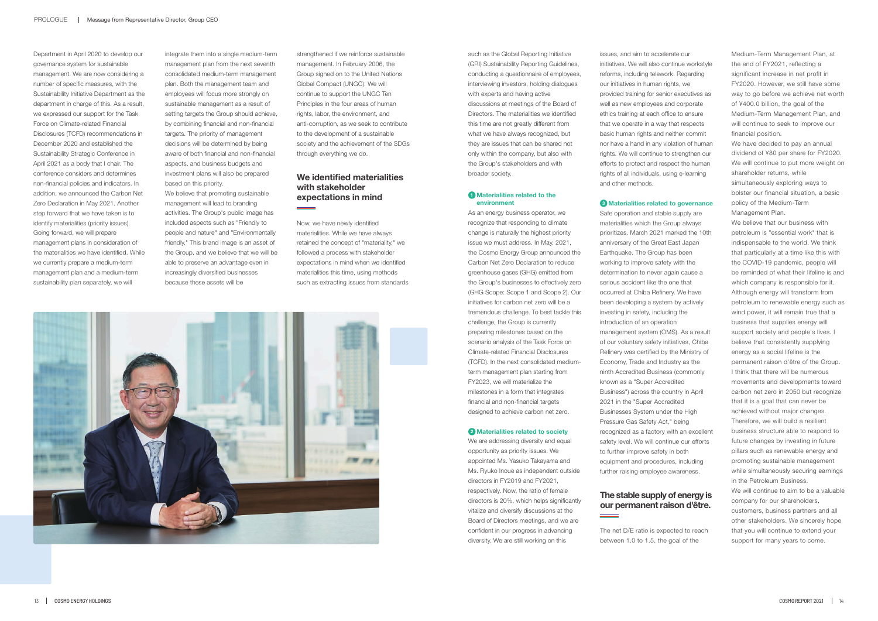Department in April 2020 to develop our governance system for sustainable management. We are now considering a number of specific measures, with the Sustainability Initiative Department as the department in charge of this. As a result, we expressed our support for the Task Force on Climate-related Financial Disclosures (TCFD) recommendations in December 2020 and established the Sustainability Strategic Conference in April 2021 as a body that I chair. The conference considers and determines non-financial policies and indicators. In addition, we announced the Carbon Net Zero Declaration in May 2021. Another step forward that we have taken is to identify materialities (priority issues). Going forward, we will prepare management plans in consideration of the materialities we have identified. While we currently prepare a medium-term management plan and a medium-term sustainability plan separately, we will integrate them into a single medium-term management plan from the next seventh consolidated medium-term management plan. Both the management team and employees will focus more strongly on sustainable management as a result of setting targets the Group should achieve, by combining financial and non-financial targets. The priority of management decisions will be determined by being aware of both financial and non-financial aspects, and business budgets and investment plans will also be prepared based on this priority.

We believe that promoting sustainable management will lead to branding activities. The Group's public image has included aspects such as "Friendly to people and nature" and "Environmentally friendly." This brand image is an asset of the Group, and we believe that we will be able to preserve an advantage even in increasingly diversified businesses because these assets will be strengthened if we reinforce sustainable management. In February 2006, the Group signed on to the United Nations Global Compact (UNGC). We will continue to support the UNGC Ten Principles in the four areas of human rights, labor, the environment, and anti-corruption, as we seek to contribute to the development of a sustainable society and the achievement of the SDGs through everything we do.

## We identified materialities with stakeholder expectations in mind

Now, we have newly identified materialities. While we have always retained the concept of "materiality," we followed a process with stakeholder expectations in mind when we identified materialities this time, using methods such as extracting issues from standards such as the Global Reporting Initiative (GRI) Sustainability Reporting Guidelines, conducting a questionnaire of employees, interviewing investors, holding dialogues with experts and having active discussions at meetings of the Board of Directors. The materialities we identified this time are not greatly different from what we have always recognized, but they are issues that can be shared not only within the company, but also with the Group's stakeholders and with broader society.

### 1 Materialities related to the environment

As an energy business operator, we recognize that responding to climate change is naturally the highest priority issue we must address. In May, 2021, the Cosmo Energy Group announced the Carbon Net Zero Declaration to reduce greenhouse gases (GHG) emitted from the Group's businesses to effectively zero (GHG Scope: Scope 1 and Scope 2). Our initiatives for carbon net zero will be a tremendous challenge. To best tackle this challenge, the Group is currently preparing milestones based on the scenario analysis of the Task Force on Climate-related Financial Disclosures (TCFD). In the next consolidated medium-term management plan starting from FY2023, we will materialize the milestones in a form that integrates financial and non-financial targets designed to achieve carbon net zero.

### 2 Materialities related to society

We are addressing diversity and equal opportunity as priority issues. We appointed Ms. Yasuko Takayama and Ms. Ryuko Inoue as independent outside directors in FY2019 and FY2021, respectively. Now, the ratio of female directors is 20%, which helps significantly vitalize and diversify discussions at the Board of Directors meetings, and we are confident in our progress in advancing diversity. We are still working on this issues, and aim to accelerate our initiatives. We will also continue workstyle reforms, including telework. Regarding our initiatives in human rights, we provided training for senior executives as well as new employees and corporate ethics training at each office to ensure that we operate in a way that respects basic human rights and neither commit nor have a hand in any violation of human rights. We will continue to strengthen our efforts to protect and respect the human rights of all individuals, using e-learning and other methods.

### 3 Materialities related to governance

Safe operation and stable supply are materialities which the Group always prioritizes. March 2021 marked the 10th anniversary of the Great East Japan Earthquake. The Group has been working to improve safety with the determination to never again cause a serious accident like the one that occurred at Chiba Refinery. We have been developing a system by actively investing in safety, including the introduction of an operation management system (OMS). As a result of our voluntary safety initiatives, Chiba Refinery was certified by the Ministry of Economy, Trade and Industry as the ninth Accredited Business (commonly known as a "Super Accredited Business") across the country in April 2021 in the "Super Accredited Businesses System under the High Pressure Gas Safety Act," being recognized as a factory with an excellent safety level. We will continue our efforts to further improve safety in both equipment and procedures, including further raising employee awareness.

## The stable supply of energy is our permanent raison d'être.

The net D/E ratio is expected to reach between 1.0 to 1.5, the goal of the Medium-Term Management Plan, at the end of FY2021, reflecting a significant increase in net profit in FY2020. However, we still have some way to go before we achieve net worth of ¥400.0 billion, the goal of the Medium-Term Management Plan, and will continue to seek to improve our financial position.

We have decided to pay an annual dividend of ¥80 per share for FY2020. We will continue to put more weight on shareholder returns, while simultaneously exploring ways to bolster our financial situation, a basic policy of the Medium-Term Management Plan.

We believe that our business with petroleum is "essential work" that is indispensable to the world. We think that particularly at a time like this with the COVID-19 pandemic, people will be reminded of what their lifeline is and which company is responsible for it. Although energy will transform from petroleum to renewable energy such as wind power, it will remain true that a business that supplies energy will support society and people's lives. I believe that consistently supplying energy as a social lifeline is the permanent raison d'être of the Group.

I think that there will be numerous movements and developments toward carbon net zero in 2050 but recognize that it is a goal that can never be achieved without major changes. Therefore, we will build a resilient business structure able to respond to future changes by investing in future pillars such as renewable energy and promoting sustainable management while simultaneously securing earnings in the Petroleum Business.

We will continue to aim to be a valuable company for our shareholders, customers, business partners and all other stakeholders. We sincerely hope that you will continue to extend your support for many years to come.